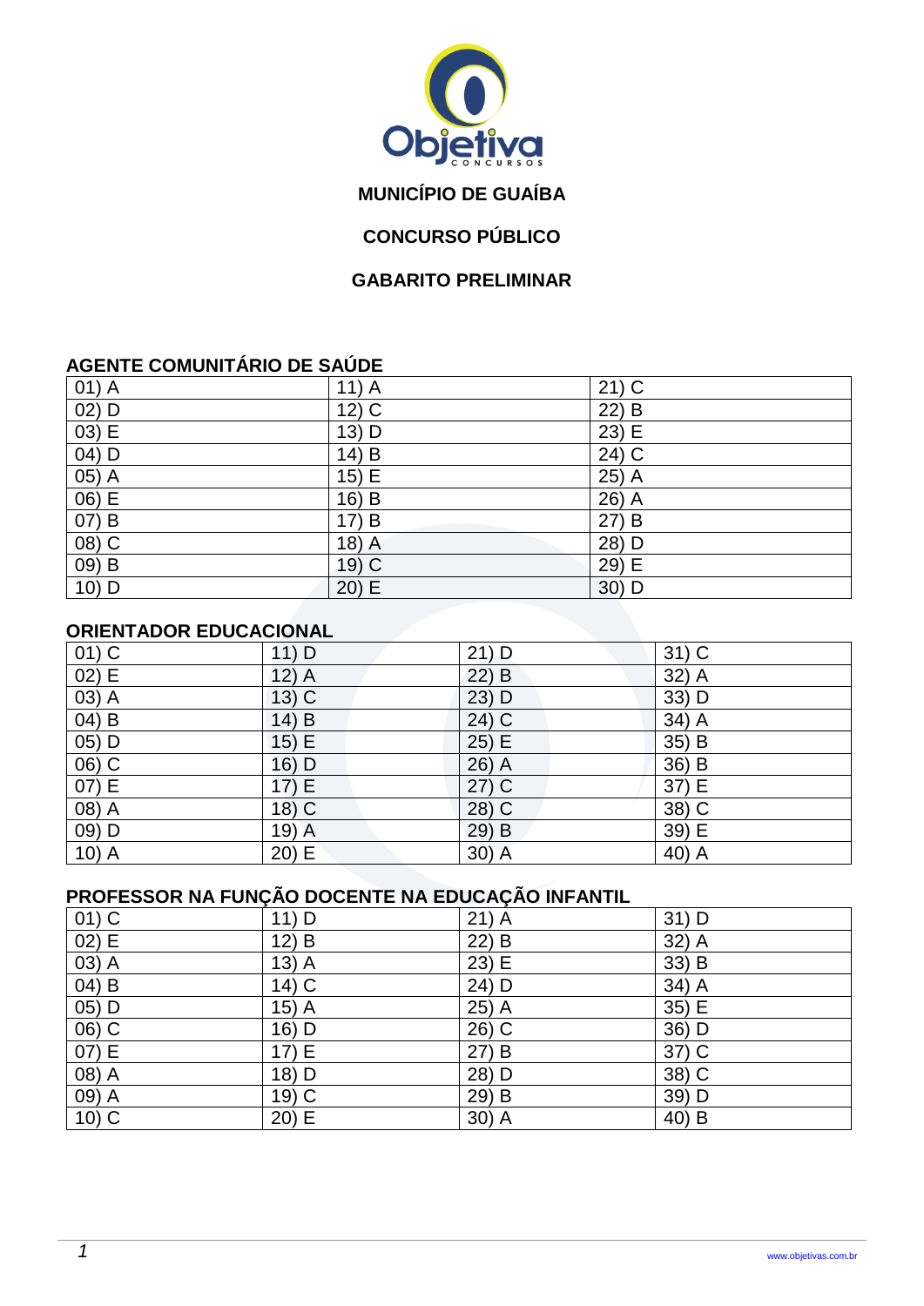**MUNICÍPIO DE GUAÍBA**

**CONCURSO PÚBLICO**

**GABARITO PRELIMINAR**

## AGENTE COMUNITÁRIO DE SAÚDE

| | | |
|---|---|---|
| 01) A | 11) A | 21) C |
| 02) D | 12) C | 22) B |
| 03) E | 13) D | 23) E |
| 04) D | 14) B | 24) C |
| 05) A | 15) E | 25) A |
| 06) E | 16) B | 26) A |
| 07) B | 17) B | 27) B |
| 08) C | 18) A | 28) D |
| 09) B | 19) C | 29) E |
| 10) D | 20) E | 30) D |

## ORIENTADOR EDUCACIONAL

| | | | |
|---|---|---|---|
| 01) C | 11) D | 21) D | 31) C |
| 02) E | 12) A | 22) B | 32) A |
| 03) A | 13) C | 23) D | 33) D |
| 04) B | 14) B | 24) C | 34) A |
| 05) D | 15) E | 25) E | 35) B |
| 06) C | 16) D | 26) A | 36) B |
| 07) E | 17) E | 27) C | 37) E |
| 08) A | 18) C | 28) C | 38) C |
| 09) D | 19) A | 29) B | 39) E |
| 10) A | 20) E | 30) A | 40) A |

## PROFESSOR NA FUNÇÃO DOCENTE NA EDUCAÇÃO INFANTIL

| | | | |
|---|---|---|---|
| 01) C | 11) D | 21) A | 31) D |
| 02) E | 12) B | 22) B | 32) A |
| 03) A | 13) A | 23) E | 33) B |
| 04) B | 14) C | 24) D | 34) A |
| 05) D | 15) A | 25) A | 35) E |
| 06) C | 16) D | 26) C | 36) D |
| 07) E | 17) E | 27) B | 37) C |
| 08) A | 18) D | 28) D | 38) C |
| 09) A | 19) C | 29) B | 39) D |
| 10) C | 20) E | 30) A | 40) B |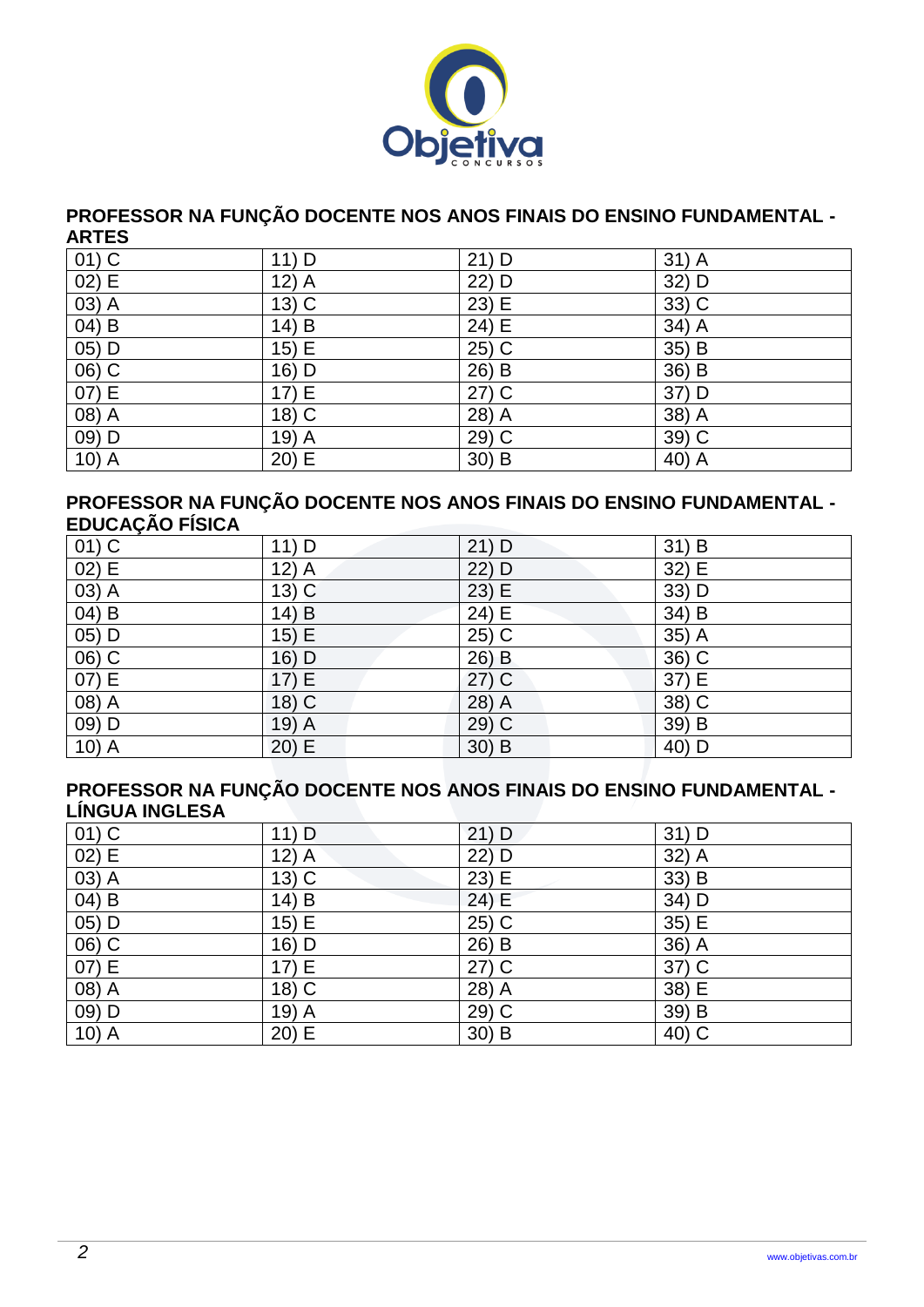## PROFESSOR NA FUNÇÃO DOCENTE NOS ANOS FINAIS DO ENSINO FUNDAMENTAL - ARTES

| | | | |
|---|---|---|---|
| 01) C | 11) D | 21) D | 31) A |
| 02) E | 12) A | 22) D | 32) D |
| 03) A | 13) C | 23) E | 33) C |
| 04) B | 14) B | 24) E | 34) A |
| 05) D | 15) E | 25) C | 35) B |
| 06) C | 16) D | 26) B | 36) B |
| 07) E | 17) E | 27) C | 37) D |
| 08) A | 18) C | 28) A | 38) A |
| 09) D | 19) A | 29) C | 39) C |
| 10) A | 20) E | 30) B | 40) A |

## PROFESSOR NA FUNÇÃO DOCENTE NOS ANOS FINAIS DO ENSINO FUNDAMENTAL - EDUCAÇÃO FÍSICA

| | | | |
|---|---|---|---|
| 01) C | 11) D | 21) D | 31) B |
| 02) E | 12) A | 22) D | 32) E |
| 03) A | 13) C | 23) E | 33) D |
| 04) B | 14) B | 24) E | 34) B |
| 05) D | 15) E | 25) C | 35) A |
| 06) C | 16) D | 26) B | 36) C |
| 07) E | 17) E | 27) C | 37) E |
| 08) A | 18) C | 28) A | 38) C |
| 09) D | 19) A | 29) C | 39) B |
| 10) A | 20) E | 30) B | 40) D |

## PROFESSOR NA FUNÇÃO DOCENTE NOS ANOS FINAIS DO ENSINO FUNDAMENTAL - LÍNGUA INGLESA

| | | | |
|---|---|---|---|
| 01) C | 11) D | 21) D | 31) D |
| 02) E | 12) A | 22) D | 32) A |
| 03) A | 13) C | 23) E | 33) B |
| 04) B | 14) B | 24) E | 34) D |
| 05) D | 15) E | 25) C | 35) E |
| 06) C | 16) D | 26) B | 36) A |
| 07) E | 17) E | 27) C | 37) C |
| 08) A | 18) C | 28) A | 38) E |
| 09) D | 19) A | 29) C | 39) B |
| 10) A | 20) E | 30) B | 40) C |